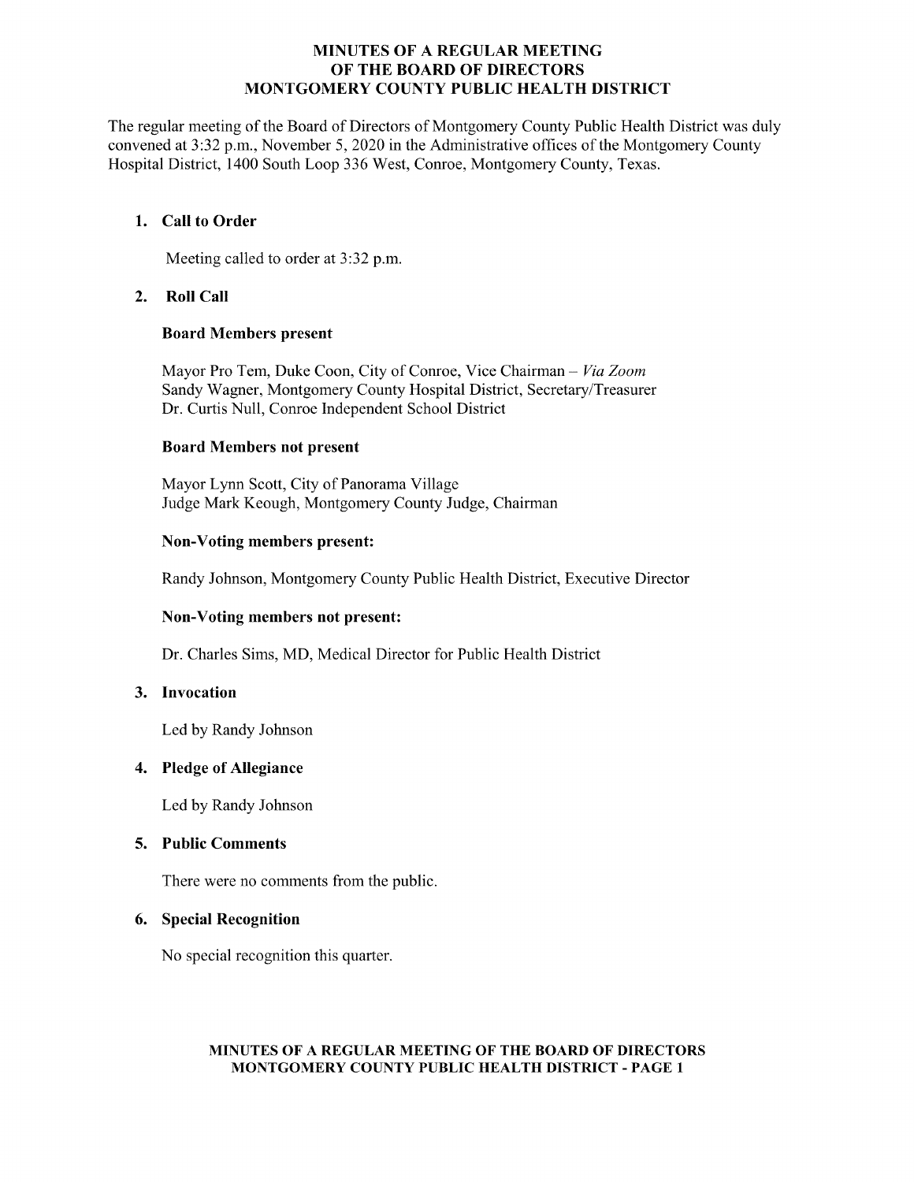# MINUTES OF A REGULAR MEETING
# OF THE BOARD OF DIRECTORS
# MONTGOMERY COUNTY PUBLIC HEALTH DISTRICT

The regular meeting of the Board of Directors of Montgomery County Public Health District was duly convened at 3:32 p.m., November 5, 2020 in the Administrative offices of the Montgomery County Hospital District, 1400 South Loop 336 West, Conroe, Montgomery County, Texas.

## 1. Call to Order

Meeting called to order at 3:32 p.m.

## 2. Roll Call

### Board Members present

Mayor Pro Tem, Duke Coon, City of Conroe, Vice Chairman – *Via Zoom*
Sandy Wagner, Montgomery County Hospital District, Secretary/Treasurer
Dr. Curtis Null, Conroe Independent School District

### Board Members not present

Mayor Lynn Scott, City of Panorama Village
Judge Mark Keough, Montgomery County Judge, Chairman

### Non-Voting members present:

Randy Johnson, Montgomery County Public Health District, Executive Director

### Non-Voting members not present:

Dr. Charles Sims, MD, Medical Director for Public Health District

## 3. Invocation

Led by Randy Johnson

## 4. Pledge of Allegiance

Led by Randy Johnson

## 5. Public Comments

There were no comments from the public.

## 6. Special Recognition

No special recognition this quarter.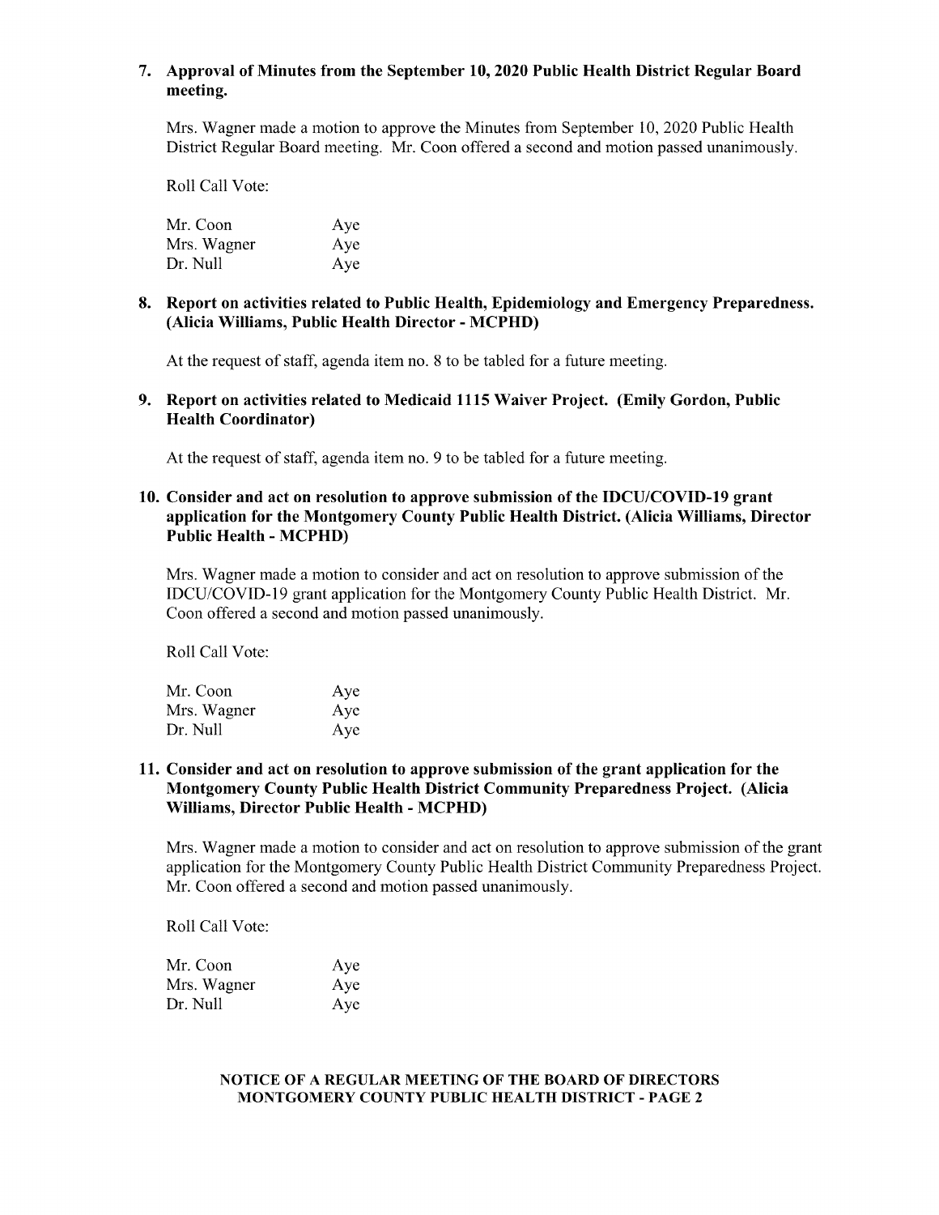**7. Approval of Minutes from the September 10, 2020 Public Health District Regular Board meeting.**

Mrs. Wagner made a motion to approve the Minutes from September 10, 2020 Public Health District Regular Board meeting. Mr. Coon offered a second and motion passed unanimously.

Roll Call Vote:

| | |
|---|---|
| Mr. Coon | Aye |
| Mrs. Wagner | Aye |
| Dr. Null | Aye |

**8. Report on activities related to Public Health, Epidemiology and Emergency Preparedness. (Alicia Williams, Public Health Director - MCPHD)**

At the request of staff, agenda item no. 8 to be tabled for a future meeting.

**9. Report on activities related to Medicaid 1115 Waiver Project. (Emily Gordon, Public Health Coordinator)**

At the request of staff, agenda item no. 9 to be tabled for a future meeting.

**10. Consider and act on resolution to approve submission of the IDCU/COVID-19 grant application for the Montgomery County Public Health District. (Alicia Williams, Director Public Health - MCPHD)**

Mrs. Wagner made a motion to consider and act on resolution to approve submission of the IDCU/COVID-19 grant application for the Montgomery County Public Health District. Mr. Coon offered a second and motion passed unanimously.

Roll Call Vote:

| | |
|---|---|
| Mr. Coon | Aye |
| Mrs. Wagner | Aye |
| Dr. Null | Aye |

**11. Consider and act on resolution to approve submission of the grant application for the Montgomery County Public Health District Community Preparedness Project. (Alicia Williams, Director Public Health - MCPHD)**

Mrs. Wagner made a motion to consider and act on resolution to approve submission of the grant application for the Montgomery County Public Health District Community Preparedness Project. Mr. Coon offered a second and motion passed unanimously.

Roll Call Vote:

| | |
|---|---|
| Mr. Coon | Aye |
| Mrs. Wagner | Aye |
| Dr. Null | Aye |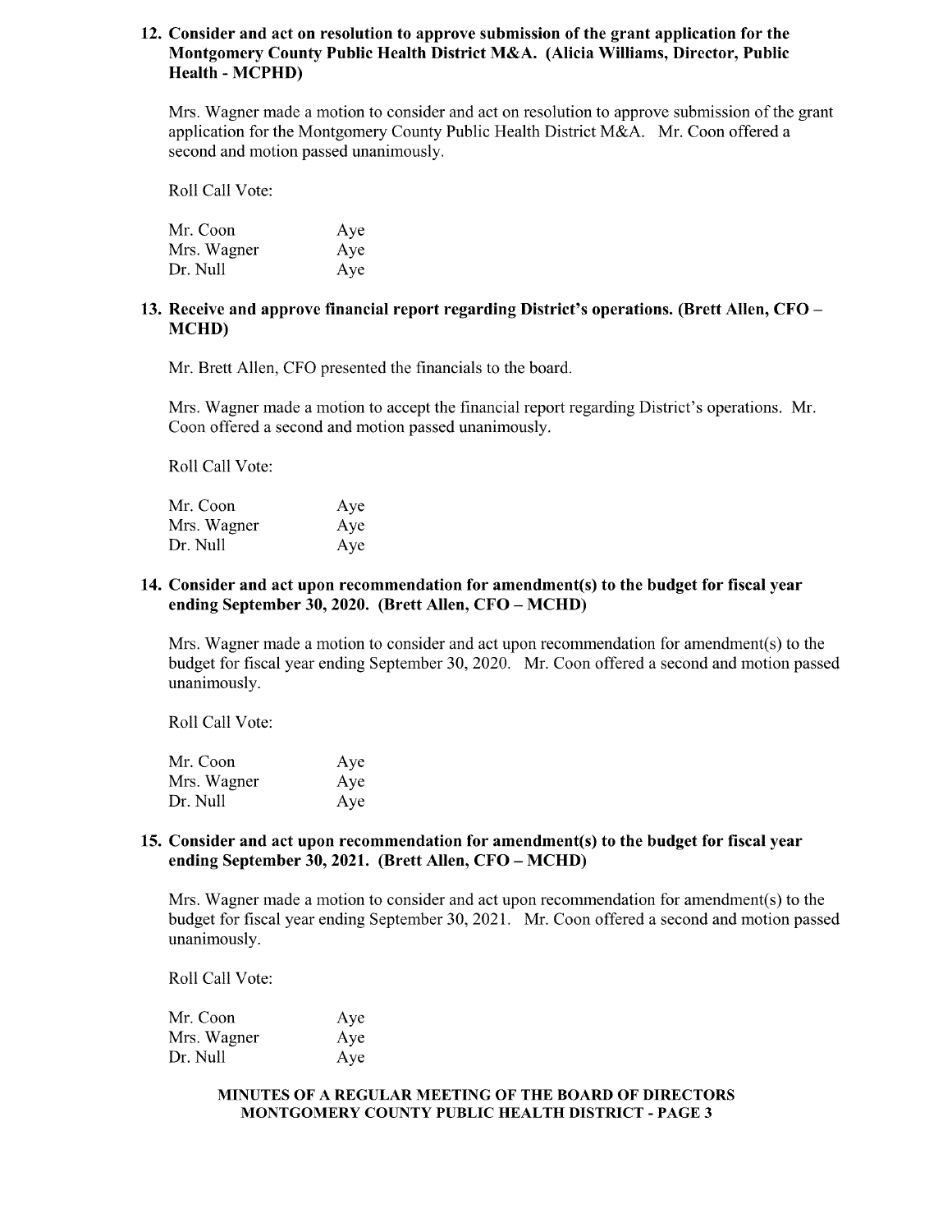**12. Consider and act on resolution to approve submission of the grant application for the Montgomery County Public Health District M&A. (Alicia Williams, Director, Public Health - MCPHD)**

Mrs. Wagner made a motion to consider and act on resolution to approve submission of the grant application for the Montgomery County Public Health District M&A. Mr. Coon offered a second and motion passed unanimously.

Roll Call Vote:

| | |
|---|---|
| Mr. Coon | Aye |
| Mrs. Wagner | Aye |
| Dr. Null | Aye |

**13. Receive and approve financial report regarding District's operations. (Brett Allen, CFO – MCHD)**

Mr. Brett Allen, CFO presented the financials to the board.

Mrs. Wagner made a motion to accept the financial report regarding District's operations. Mr. Coon offered a second and motion passed unanimously.

Roll Call Vote:

| | |
|---|---|
| Mr. Coon | Aye |
| Mrs. Wagner | Aye |
| Dr. Null | Aye |

**14. Consider and act upon recommendation for amendment(s) to the budget for fiscal year ending September 30, 2020. (Brett Allen, CFO – MCHD)**

Mrs. Wagner made a motion to consider and act upon recommendation for amendment(s) to the budget for fiscal year ending September 30, 2020. Mr. Coon offered a second and motion passed unanimously.

Roll Call Vote:

| | |
|---|---|
| Mr. Coon | Aye |
| Mrs. Wagner | Aye |
| Dr. Null | Aye |

**15. Consider and act upon recommendation for amendment(s) to the budget for fiscal year ending September 30, 2021. (Brett Allen, CFO – MCHD)**

Mrs. Wagner made a motion to consider and act upon recommendation for amendment(s) to the budget for fiscal year ending September 30, 2021. Mr. Coon offered a second and motion passed unanimously.

Roll Call Vote:

| | |
|---|---|
| Mr. Coon | Aye |
| Mrs. Wagner | Aye |
| Dr. Null | Aye |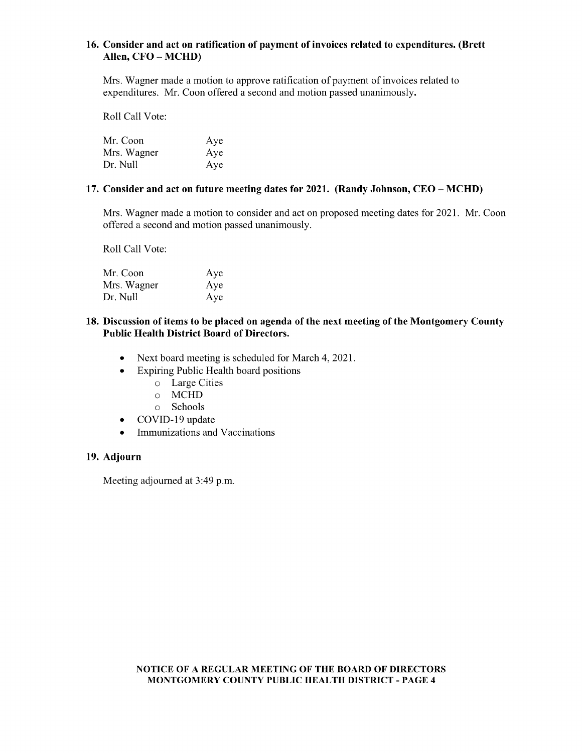**16. Consider and act on ratification of payment of invoices related to expenditures. (Brett Allen, CFO – MCHD)**

Mrs. Wagner made a motion to approve ratification of payment of invoices related to expenditures. Mr. Coon offered a second and motion passed unanimously**.**

Roll Call Vote:

| | |
|---|---|
| Mr. Coon | Aye |
| Mrs. Wagner | Aye |
| Dr. Null | Aye |

**17. Consider and act on future meeting dates for 2021. (Randy Johnson, CEO – MCHD)**

Mrs. Wagner made a motion to consider and act on proposed meeting dates for 2021. Mr. Coon offered a second and motion passed unanimously.

Roll Call Vote:

| | |
|---|---|
| Mr. Coon | Aye |
| Mrs. Wagner | Aye |
| Dr. Null | Aye |

**18. Discussion of items to be placed on agenda of the next meeting of the Montgomery County Public Health District Board of Directors.**

- Next board meeting is scheduled for March 4, 2021.
- Expiring Public Health board positions
  - Large Cities
  - MCHD
  - Schools
- COVID-19 update
- Immunizations and Vaccinations

**19. Adjourn**

Meeting adjourned at 3:49 p.m.